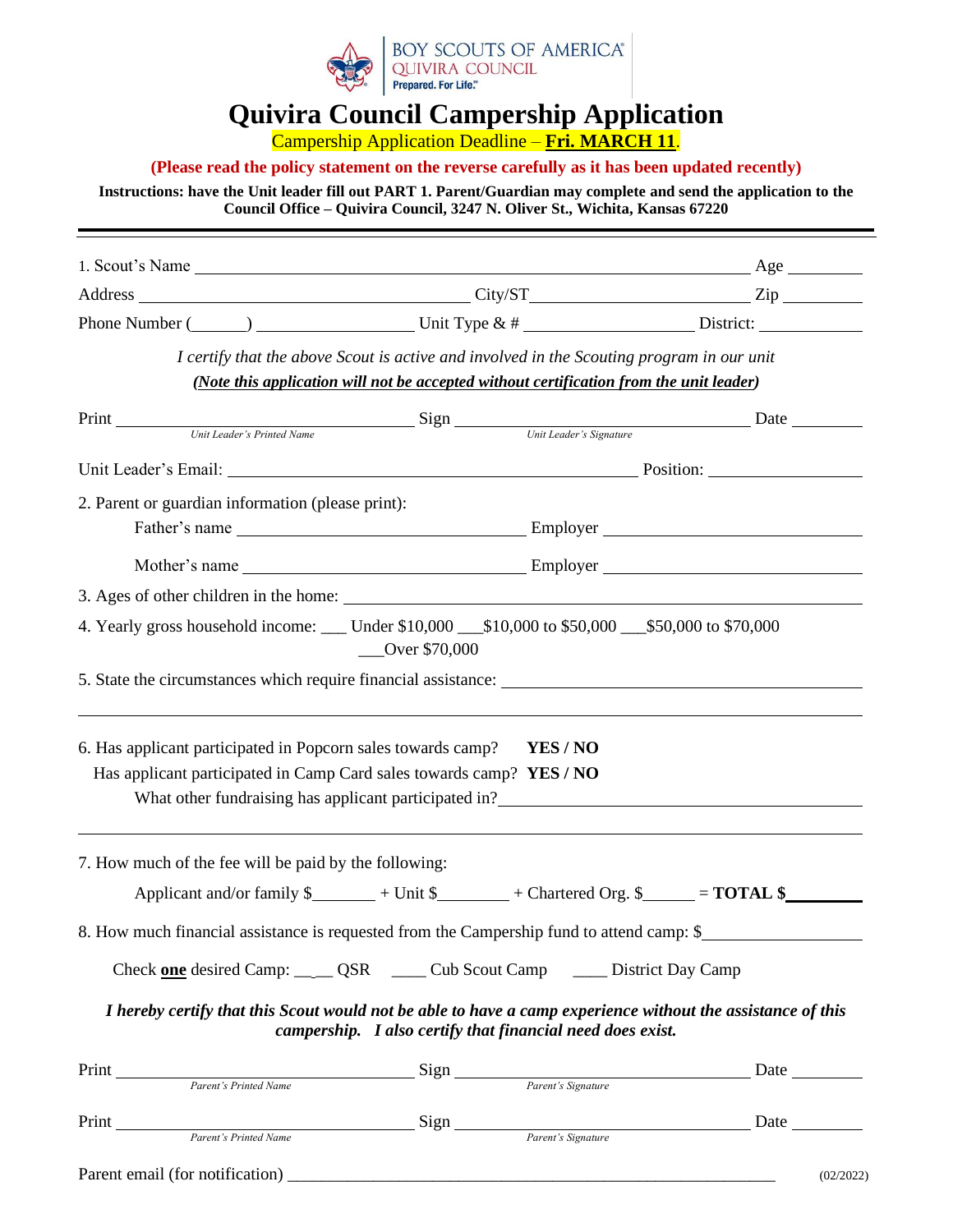BOY SCOUTS OF AMERICA®
QUIVIRA COUNCIL
Prepared. For Life.™

# Quivira Council Campership Application

Campership Application Deadline – **Fri. MARCH 11**.

**(Please read the policy statement on the reverse carefully as it has been updated recently)**

**Instructions: have the Unit leader fill out PART 1. Parent/Guardian may complete and send the application to the Council Office – Quivira Council, 3247 N. Oliver St., Wichita, Kansas 67220**

---

1. Scout's Name ______________________________ Age ________

Address ______________________ City/ST ______________________ Zip ________

Phone Number (______) ________________ Unit Type & # ________________ District: ________

*I certify that the above Scout is active and involved in the Scouting program in our unit*

***(Note this application will not be accepted without certification from the unit leader)***

Print ______________________ Sign ______________________ Date ________
Unit Leader's Printed Name — Unit Leader's Signature

Unit Leader's Email: ______________________________ Position: ________________

2. Parent or guardian information (please print):

Father's name ______________________ Employer ______________________

Mother's name ______________________ Employer ______________________

3. Ages of other children in the home: ______________________________

4. Yearly gross household income: ___ Under $10,000 ___$10,000 to $50,000 ___$50,000 to $70,000 ___Over $70,000

5. State the circumstances which require financial assistance: ______________________________

______________________________________________________________

6. Has applicant participated in Popcorn sales towards camp? **YES / NO**

Has applicant participated in Camp Card sales towards camp? **YES / NO**

What other fundraising has applicant participated in? ______________________________

______________________________________________________________

7. How much of the fee will be paid by the following:

Applicant and/or family $_______ + Unit $________ + Chartered Org. $______ = **TOTAL $________**

8. How much financial assistance is requested from the Campership fund to attend camp: $________________

Check **one** desired Camp: _____ QSR ____ Cub Scout Camp ____ District Day Camp

***I hereby certify that this Scout would not be able to have a camp experience without the assistance of this campership. I also certify that financial need does exist.***

Print ______________________ Sign ______________________ Date ________
Parent's Printed Name — Parent's Signature

Print ______________________ Sign ______________________ Date ________
Parent's Printed Name — Parent's Signature

Parent email (for notification) ______________________________________________

(02/2022)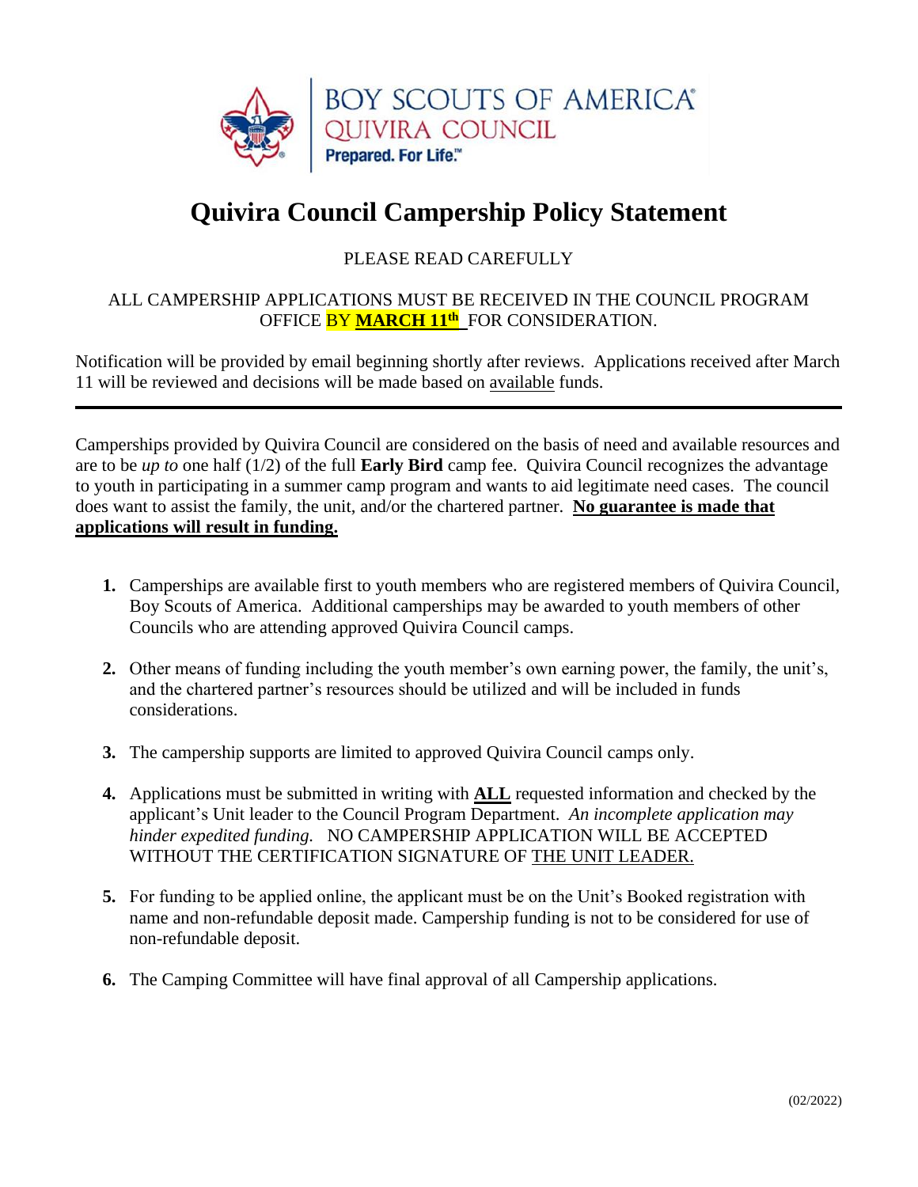BOY SCOUTS OF AMERICA®
QUIVIRA COUNCIL
Prepared. For Life.™

# Quivira Council Campership Policy Statement

PLEASE READ CAREFULLY

ALL CAMPERSHIP APPLICATIONS MUST BE RECEIVED IN THE COUNCIL PROGRAM OFFICE BY **MARCH 11th** FOR CONSIDERATION.

Notification will be provided by email beginning shortly after reviews. Applications received after March 11 will be reviewed and decisions will be made based on available funds.

---

Camperships provided by Quivira Council are considered on the basis of need and available resources and are to be *up to* one half (1/2) of the full **Early Bird** camp fee. Quivira Council recognizes the advantage to youth in participating in a summer camp program and wants to aid legitimate need cases. The council does want to assist the family, the unit, and/or the chartered partner. **No guarantee is made that applications will result in funding.**

1. Camperships are available first to youth members who are registered members of Quivira Council, Boy Scouts of America. Additional camperships may be awarded to youth members of other Councils who are attending approved Quivira Council camps.
2. Other means of funding including the youth member's own earning power, the family, the unit's, and the chartered partner's resources should be utilized and will be included in funds considerations.
3. The campership supports are limited to approved Quivira Council camps only.
4. Applications must be submitted in writing with **ALL** requested information and checked by the applicant's Unit leader to the Council Program Department. *An incomplete application may hinder expedited funding.* NO CAMPERSHIP APPLICATION WILL BE ACCEPTED WITHOUT THE CERTIFICATION SIGNATURE OF THE UNIT LEADER.
5. For funding to be applied online, the applicant must be on the Unit's Booked registration with name and non-refundable deposit made. Campership funding is not to be considered for use of non-refundable deposit.
6. The Camping Committee will have final approval of all Campership applications.

(02/2022)